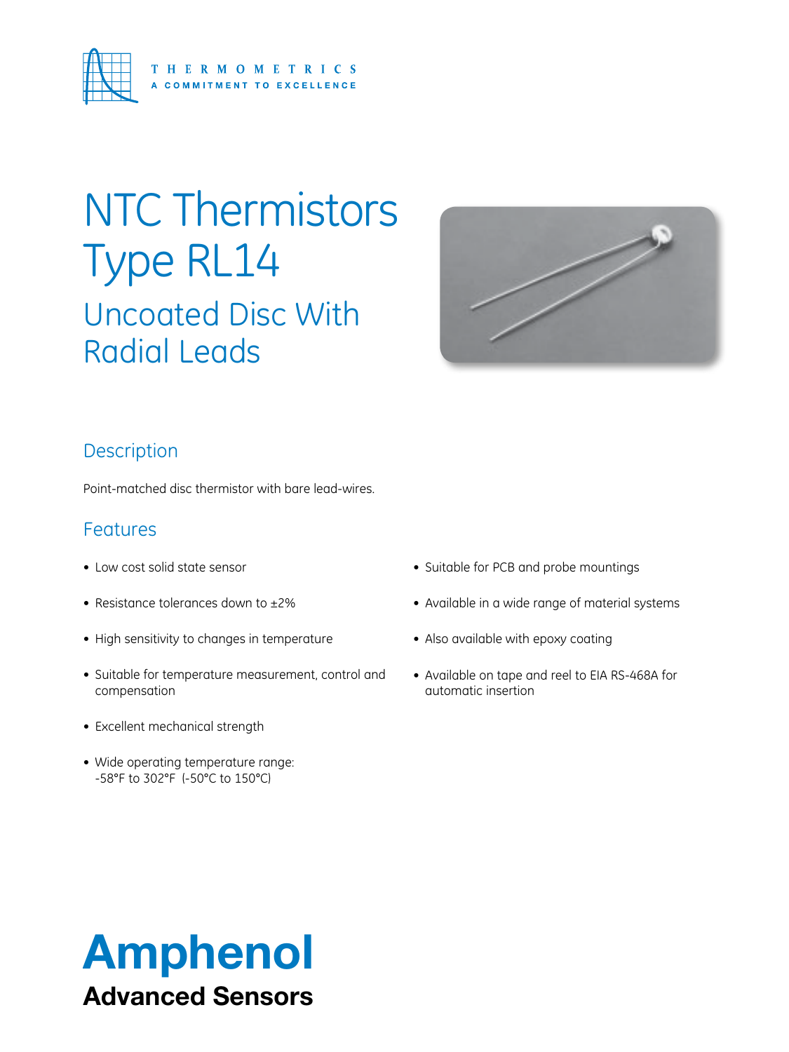THERMOMETRICS
A COMMITMENT TO EXCELLENCE

# NTC Thermistors Type RL14

## Uncoated Disc With Radial Leads

## Description

Point-matched disc thermistor with bare lead-wires.

## Features

- Low cost solid state sensor
- Resistance tolerances down to ±2%
- High sensitivity to changes in temperature
- Suitable for temperature measurement, control and compensation
- Excellent mechanical strength
- Wide operating temperature range: -58°F to 302°F (-50°C to 150°C)
- Suitable for PCB and probe mountings
- Available in a wide range of material systems
- Also available with epoxy coating
- Available on tape and reel to EIA RS-468A for automatic insertion

**Amphenol**
**Advanced Sensors**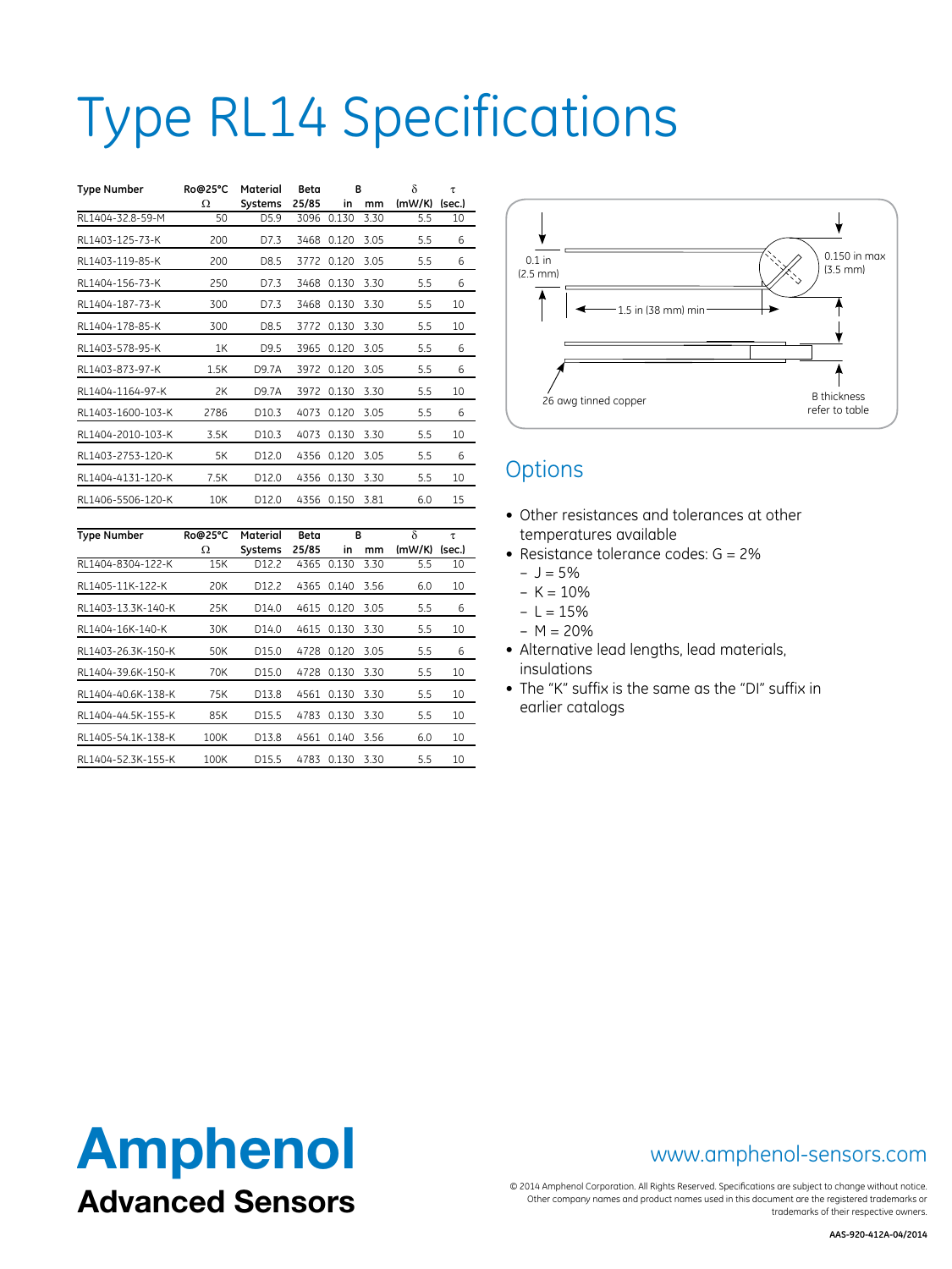# Type RL14 Specifications

| Type Number | Ro@25°C Ω | Material Systems | Beta 25/85 | B in | B mm | δ (mW/K) | τ (sec.) |
|---|---|---|---|---|---|---|---|
| RL1404-32.8-59-M | 50 | D5.9 | 3096 | 0.130 | 3.30 | 5.5 | 10 |
| RL1403-125-73-K | 200 | D7.3 | 3468 | 0.120 | 3.05 | 5.5 | 6 |
| RL1403-119-85-K | 200 | D8.5 | 3772 | 0.120 | 3.05 | 5.5 | 6 |
| RL1404-156-73-K | 250 | D7.3 | 3468 | 0.130 | 3.30 | 5.5 | 6 |
| RL1404-187-73-K | 300 | D7.3 | 3468 | 0.130 | 3.30 | 5.5 | 10 |
| RL1404-178-85-K | 300 | D8.5 | 3772 | 0.130 | 3.30 | 5.5 | 10 |
| RL1403-578-95-K | 1K | D9.5 | 3965 | 0.120 | 3.05 | 5.5 | 6 |
| RL1403-873-97-K | 1.5K | D9.7A | 3972 | 0.120 | 3.05 | 5.5 | 6 |
| RL1404-1164-97-K | 2K | D9.7A | 3972 | 0.130 | 3.30 | 5.5 | 10 |
| RL1403-1600-103-K | 2786 | D10.3 | 4073 | 0.120 | 3.05 | 5.5 | 6 |
| RL1404-2010-103-K | 3.5K | D10.3 | 4073 | 0.130 | 3.30 | 5.5 | 10 |
| RL1403-2753-120-K | 5K | D12.0 | 4356 | 0.120 | 3.05 | 5.5 | 6 |
| RL1404-4131-120-K | 7.5K | D12.0 | 4356 | 0.130 | 3.30 | 5.5 | 10 |
| RL1406-5506-120-K | 10K | D12.0 | 4356 | 0.150 | 3.81 | 6.0 | 15 |

| Type Number | Ro@25°C Ω | Material Systems | Beta 25/85 | B in | B mm | δ (mW/K) | τ (sec.) |
|---|---|---|---|---|---|---|---|
| RL1404-8304-122-K | 15K | D12.2 | 4365 | 0.130 | 3.30 | 5.5 | 10 |
| RL1405-11K-122-K | 20K | D12.2 | 4365 | 0.140 | 3.56 | 6.0 | 10 |
| RL1403-13.3K-140-K | 25K | D14.0 | 4615 | 0.120 | 3.05 | 5.5 | 6 |
| RL1404-16K-140-K | 30K | D14.0 | 4615 | 0.130 | 3.30 | 5.5 | 10 |
| RL1403-26.3K-150-K | 50K | D15.0 | 4728 | 0.120 | 3.05 | 5.5 | 6 |
| RL1404-39.6K-150-K | 70K | D15.0 | 4728 | 0.130 | 3.30 | 5.5 | 10 |
| RL1404-40.6K-138-K | 75K | D13.8 | 4561 | 0.130 | 3.30 | 5.5 | 10 |
| RL1404-44.5K-155-K | 85K | D15.5 | 4783 | 0.130 | 3.30 | 5.5 | 10 |
| RL1405-54.1K-138-K | 100K | D13.8 | 4561 | 0.140 | 3.56 | 6.0 | 10 |
| RL1404-52.3K-155-K | 100K | D15.5 | 4783 | 0.130 | 3.30 | 5.5 | 10 |

0.1 in (2.5 mm)

0.150 in max (3.5 mm)

1.5 in (38 mm) min

26 awg tinned copper

B thickness refer to table

## Options

- Other resistances and tolerances at other temperatures available
- Resistance tolerance codes: G = 2%
  - J = 5%
  - K = 10%
  - L = 15%
  - M = 20%
- Alternative lead lengths, lead materials, insulations
- The “K” suffix is the same as the “DI” suffix in earlier catalogs

**Amphenol**
**Advanced Sensors**

www.amphenol-sensors.com

© 2014 Amphenol Corporation. All Rights Reserved. Specifications are subject to change without notice. Other company names and product names used in this document are the registered trademarks or trademarks of their respective owners.

AAS-920-412A-04/2014